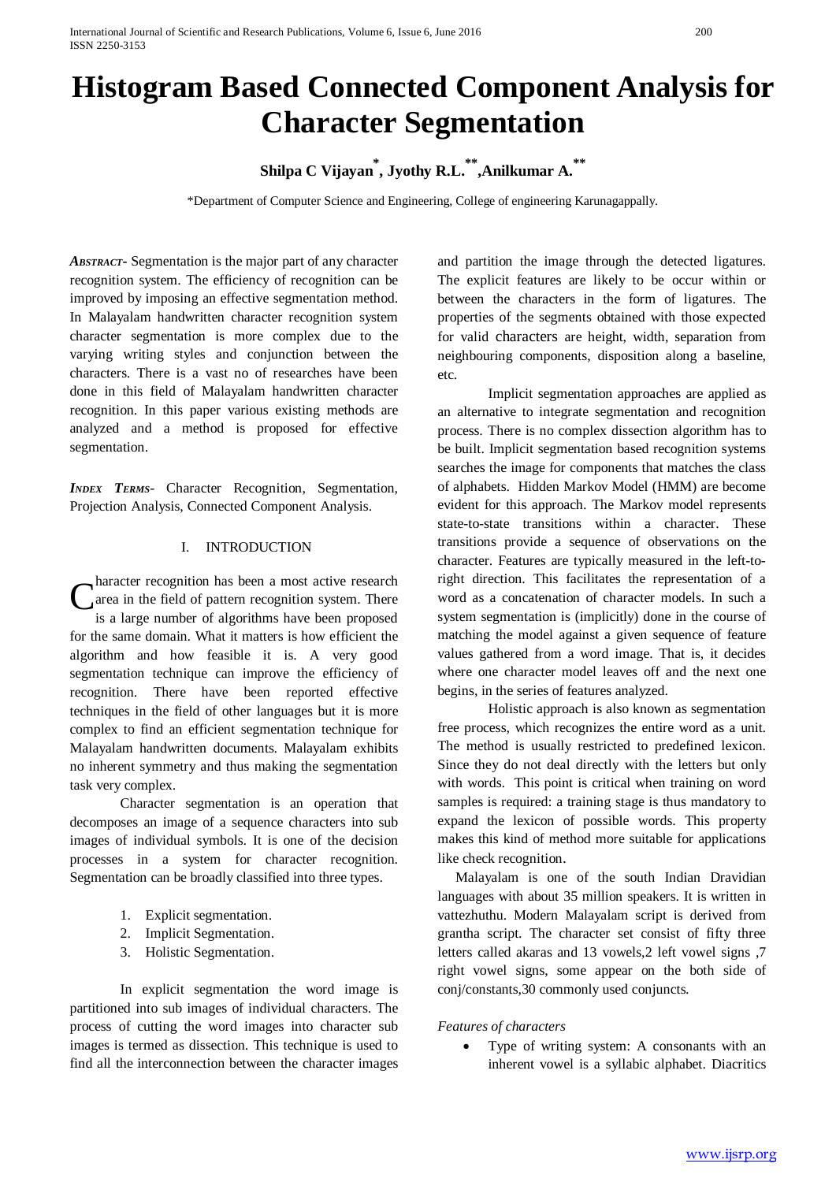# Histogram Based Connected Component Analysis for Character Segmentation

**Shilpa C Vijayan[*], Jyothy R.L.[**], Anilkumar A.[**]**

*Department of Computer Science and Engineering, College of engineering Karunagappally.

***Abstract-*** Segmentation is the major part of any character recognition system. The efficiency of recognition can be improved by imposing an effective segmentation method. In Malayalam handwritten character recognition system character segmentation is more complex due to the varying writing styles and conjunction between the characters. There is a vast no of researches have been done in this field of Malayalam handwritten character recognition. In this paper various existing methods are analyzed and a method is proposed for effective segmentation.

***Index Terms-*** Character Recognition, Segmentation, Projection Analysis, Connected Component Analysis.

## I. INTRODUCTION

Character recognition has been a most active research area in the field of pattern recognition system. There is a large number of algorithms have been proposed for the same domain. What it matters is how efficient the algorithm and how feasible it is. A very good segmentation technique can improve the efficiency of recognition. There have been reported effective techniques in the field of other languages but it is more complex to find an efficient segmentation technique for Malayalam handwritten documents. Malayalam exhibits no inherent symmetry and thus making the segmentation task very complex.

Character segmentation is an operation that decomposes an image of a sequence characters into sub images of individual symbols. It is one of the decision processes in a system for character recognition. Segmentation can be broadly classified into three types.

1. Explicit segmentation.
2. Implicit Segmentation.
3. Holistic Segmentation.

In explicit segmentation the word image is partitioned into sub images of individual characters. The process of cutting the word images into character sub images is termed as dissection. This technique is used to find all the interconnection between the character images and partition the image through the detected ligatures. The explicit features are likely to be occur within or between the characters in the form of ligatures. The properties of the segments obtained with those expected for valid characters are height, width, separation from neighbouring components, disposition along a baseline, etc.

Implicit segmentation approaches are applied as an alternative to integrate segmentation and recognition process. There is no complex dissection algorithm has to be built. Implicit segmentation based recognition systems searches the image for components that matches the class of alphabets. Hidden Markov Model (HMM) are become evident for this approach. The Markov model represents state-to-state transitions within a character. These transitions provide a sequence of observations on the character. Features are typically measured in the left-to-right direction. This facilitates the representation of a word as a concatenation of character models. In such a system segmentation is (implicitly) done in the course of matching the model against a given sequence of feature values gathered from a word image. That is, it decides where one character model leaves off and the next one begins, in the series of features analyzed.

Holistic approach is also known as segmentation free process, which recognizes the entire word as a unit. The method is usually restricted to predefined lexicon. Since they do not deal directly with the letters but only with words. This point is critical when training on word samples is required: a training stage is thus mandatory to expand the lexicon of possible words. This property makes this kind of method more suitable for applications like check recognition.

Malayalam is one of the south Indian Dravidian languages with about 35 million speakers. It is written in vattezhuthu. Modern Malayalam script is derived from grantha script. The character set consist of fifty three letters called akaras and 13 vowels,2 left vowel signs ,7 right vowel signs, some appear on the both side of conj/constants,30 commonly used conjuncts.

*Features of characters*

- Type of writing system: A consonants with an inherent vowel is a syllabic alphabet. Diacritics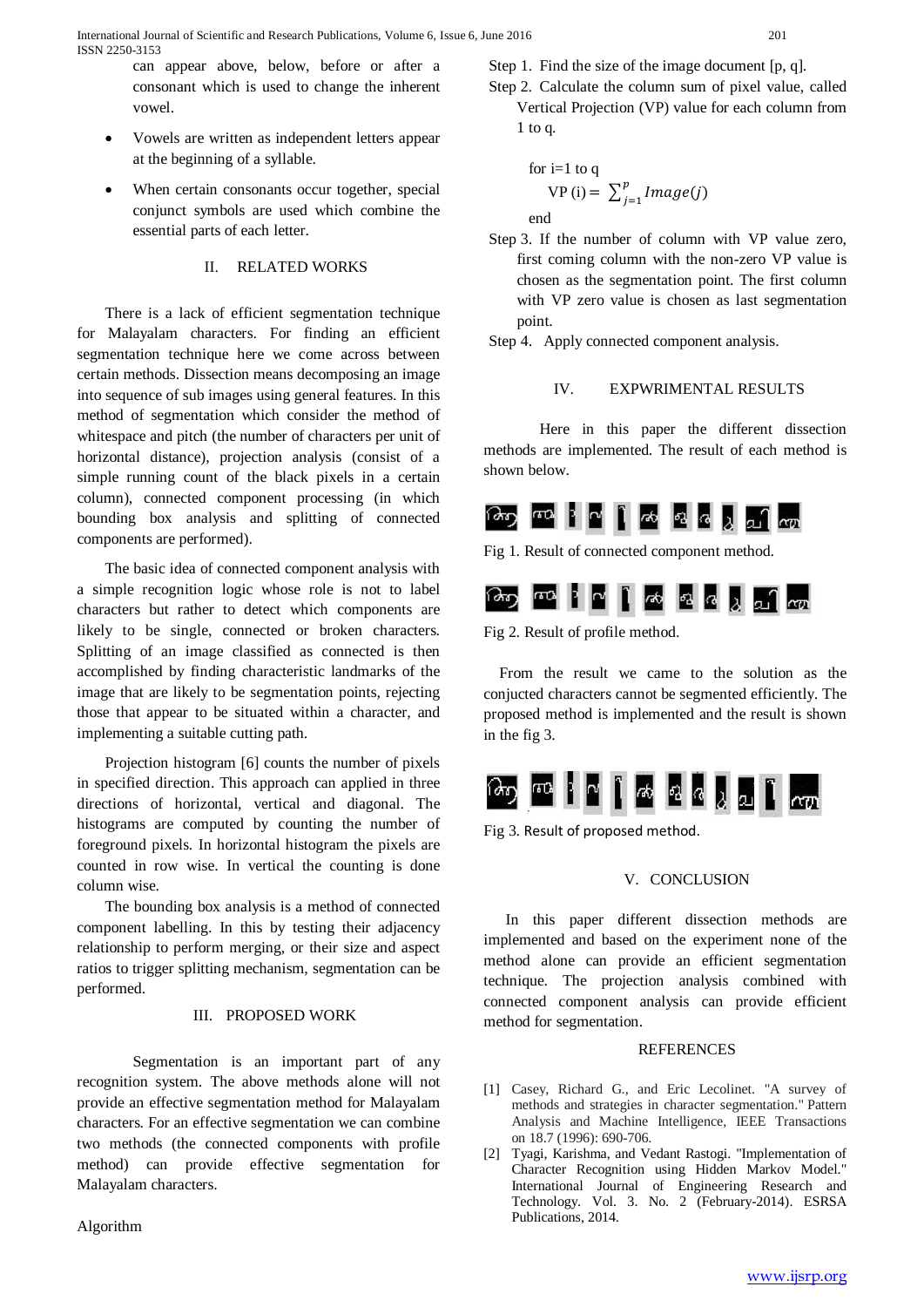can appear above, below, before or after a consonant which is used to change the inherent vowel.

- Vowels are written as independent letters appear at the beginning of a syllable.
- When certain consonants occur together, special conjunct symbols are used which combine the essential parts of each letter.

## II. RELATED WORKS

There is a lack of efficient segmentation technique for Malayalam characters. For finding an efficient segmentation technique here we come across between certain methods. Dissection means decomposing an image into sequence of sub images using general features. In this method of segmentation which consider the method of whitespace and pitch (the number of characters per unit of horizontal distance), projection analysis (consist of a simple running count of the black pixels in a certain column), connected component processing (in which bounding box analysis and splitting of connected components are performed).

The basic idea of connected component analysis with a simple recognition logic whose role is not to label characters but rather to detect which components are likely to be single, connected or broken characters. Splitting of an image classified as connected is then accomplished by finding characteristic landmarks of the image that are likely to be segmentation points, rejecting those that appear to be situated within a character, and implementing a suitable cutting path.

Projection histogram [6] counts the number of pixels in specified direction. This approach can applied in three directions of horizontal, vertical and diagonal. The histograms are computed by counting the number of foreground pixels. In horizontal histogram the pixels are counted in row wise. In vertical the counting is done column wise.

The bounding box analysis is a method of connected component labelling. In this by testing their adjacency relationship to perform merging, or their size and aspect ratios to trigger splitting mechanism, segmentation can be performed.

## III. PROPOSED WORK

Segmentation is an important part of any recognition system. The above methods alone will not provide an effective segmentation method for Malayalam characters. For an effective segmentation we can combine two methods (the connected components with profile method) can provide effective segmentation for Malayalam characters.

Algorithm

Step 1. Find the size of the image document [p, q].

Step 2. Calculate the column sum of pixel value, called Vertical Projection (VP) value for each column from 1 to q.

for i=1 to q

$$\text{VP (i)} = \sum_{j=1}^{p} Image(j)$$

end

Step 3. If the number of column with VP value zero, first coming column with the non-zero VP value is chosen as the segmentation point. The first column with VP zero value is chosen as last segmentation point.

Step 4. Apply connected component analysis.

## IV. EXPWRIMENTAL RESULTS

Here in this paper the different dissection methods are implemented. The result of each method is shown below.

Fig 1. Result of connected component method.

Fig 2. Result of profile method.

From the result we came to the solution as the conjucted characters cannot be segmented efficiently. The proposed method is implemented and the result is shown in the fig 3.

Fig 3. Result of proposed method.

## V. CONCLUSION

In this paper different dissection methods are implemented and based on the experiment none of the method alone can provide an efficient segmentation technique. The projection analysis combined with connected component analysis can provide efficient method for segmentation.

## REFERENCES

[1] Casey, Richard G., and Eric Lecolinet. "A survey of methods and strategies in character segmentation." Pattern Analysis and Machine Intelligence, IEEE Transactions on 18.7 (1996): 690-706.

[2] Tyagi, Karishma, and Vedant Rastogi. "Implementation of Character Recognition using Hidden Markov Model." International Journal of Engineering Research and Technology. Vol. 3. No. 2 (February-2014). ESRSA Publications, 2014.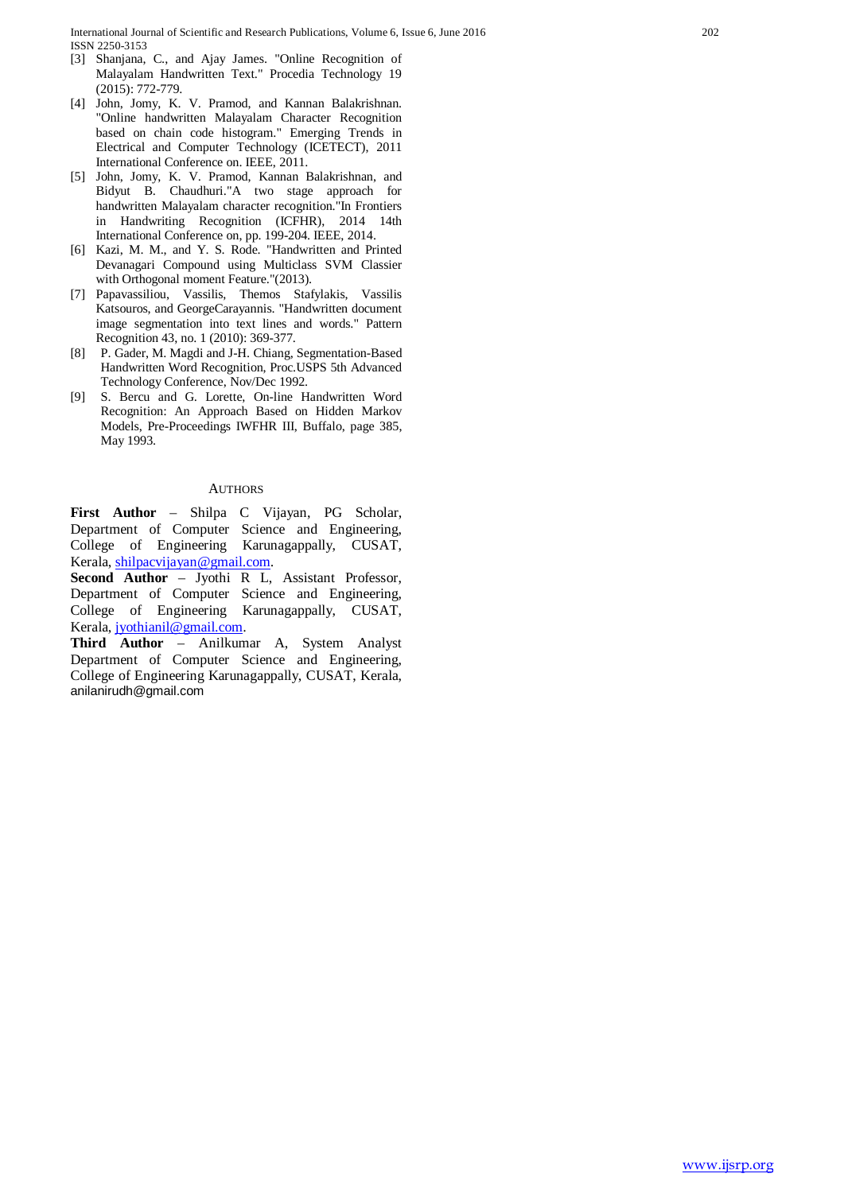[3] Shanjana, C., and Ajay James. "Online Recognition of Malayalam Handwritten Text." Procedia Technology 19 (2015): 772-779.

[4] John, Jomy, K. V. Pramod, and Kannan Balakrishnan. "Online handwritten Malayalam Character Recognition based on chain code histogram." Emerging Trends in Electrical and Computer Technology (ICETECT), 2011 International Conference on. IEEE, 2011.

[5] John, Jomy, K. V. Pramod, Kannan Balakrishnan, and Bidyut B. Chaudhuri."A two stage approach for handwritten Malayalam character recognition."In Frontiers in Handwriting Recognition (ICFHR), 2014 14th International Conference on, pp. 199-204. IEEE, 2014.

[6] Kazi, M. M., and Y. S. Rode. "Handwritten and Printed Devanagari Compound using Multiclass SVM Classier with Orthogonal moment Feature."(2013).

[7] Papavassiliou, Vassilis, Themos Stafylakis, Vassilis Katsouros, and GeorgeCarayannis. "Handwritten document image segmentation into text lines and words." Pattern Recognition 43, no. 1 (2010): 369-377.

[8] P. Gader, M. Magdi and J-H. Chiang, Segmentation-Based Handwritten Word Recognition, Proc.USPS 5th Advanced Technology Conference, Nov/Dec 1992.

[9] S. Bercu and G. Lorette, On-line Handwritten Word Recognition: An Approach Based on Hidden Markov Models, Pre-Proceedings IWFHR III, Buffalo, page 385, May 1993.

## AUTHORS

**First Author** – Shilpa C Vijayan, PG Scholar, Department of Computer Science and Engineering, College of Engineering Karunagappally, CUSAT, Kerala, shilpacvijayan@gmail.com.

**Second Author** – Jyothi R L, Assistant Professor, Department of Computer Science and Engineering, College of Engineering Karunagappally, CUSAT, Kerala, jyothianil@gmail.com.

**Third Author** – Anilkumar A, System Analyst Department of Computer Science and Engineering, College of Engineering Karunagappally, CUSAT, Kerala, anilanirudh@gmail.com